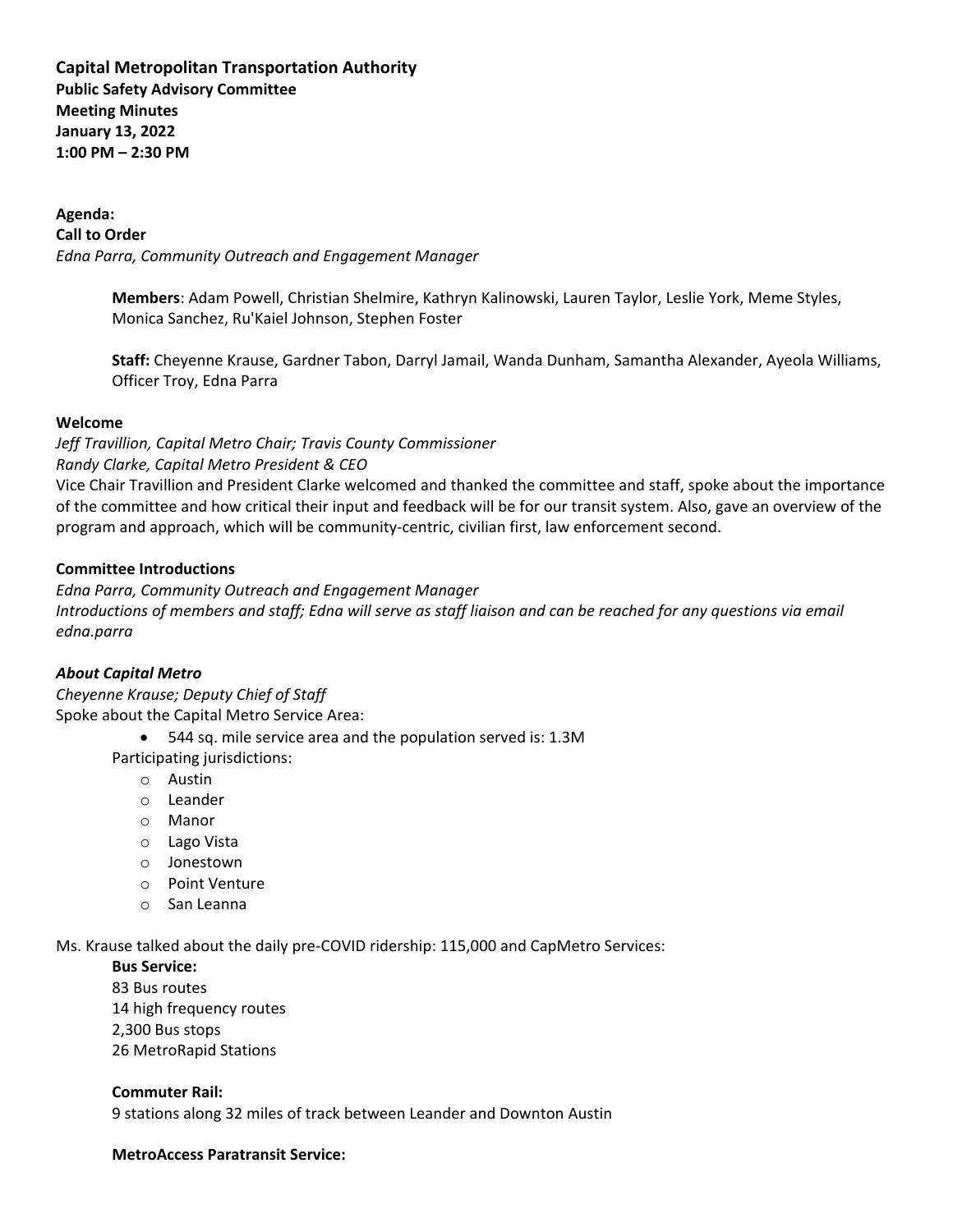**Capital Metropolitan Transportation Authority**
**Public Safety Advisory Committee**
**Meeting Minutes**
**January 13, 2022**
**1:00 PM – 2:30 PM**

**Agenda:**
**Call to Order**
*Edna Parra, Community Outreach and Engagement Manager*

> **Members**: Adam Powell, Christian Shelmire, Kathryn Kalinowski, Lauren Taylor, Leslie York, Meme Styles, Monica Sanchez, Ru'Kaiel Johnson, Stephen Foster
>
> **Staff:** Cheyenne Krause, Gardner Tabon, Darryl Jamail, Wanda Dunham, Samantha Alexander, Ayeola Williams, Officer Troy, Edna Parra

**Welcome**
*Jeff Travillion, Capital Metro Chair; Travis County Commissioner*
*Randy Clarke, Capital Metro President & CEO*
Vice Chair Travillion and President Clarke welcomed and thanked the committee and staff, spoke about the importance of the committee and how critical their input and feedback will be for our transit system. Also, gave an overview of the program and approach, which will be community-centric, civilian first, law enforcement second.

**Committee Introductions**
*Edna Parra, Community Outreach and Engagement Manager*
*Introductions of members and staff; Edna will serve as staff liaison and can be reached for any questions via email edna.parra*

***About Capital Metro***
*Cheyenne Krause; Deputy Chief of Staff*
Spoke about the Capital Metro Service Area:

- 544 sq. mile service area and the population served is: 1.3M

Participating jurisdictions:
- Austin
- Leander
- Manor
- Lago Vista
- Jonestown
- Point Venture
- San Leanna

Ms. Krause talked about the daily pre-COVID ridership: 115,000 and CapMetro Services:

**Bus Service:**
83 Bus routes
14 high frequency routes
2,300 Bus stops
26 MetroRapid Stations

**Commuter Rail:**
9 stations along 32 miles of track between Leander and Downton Austin

**MetroAccess Paratransit Service:**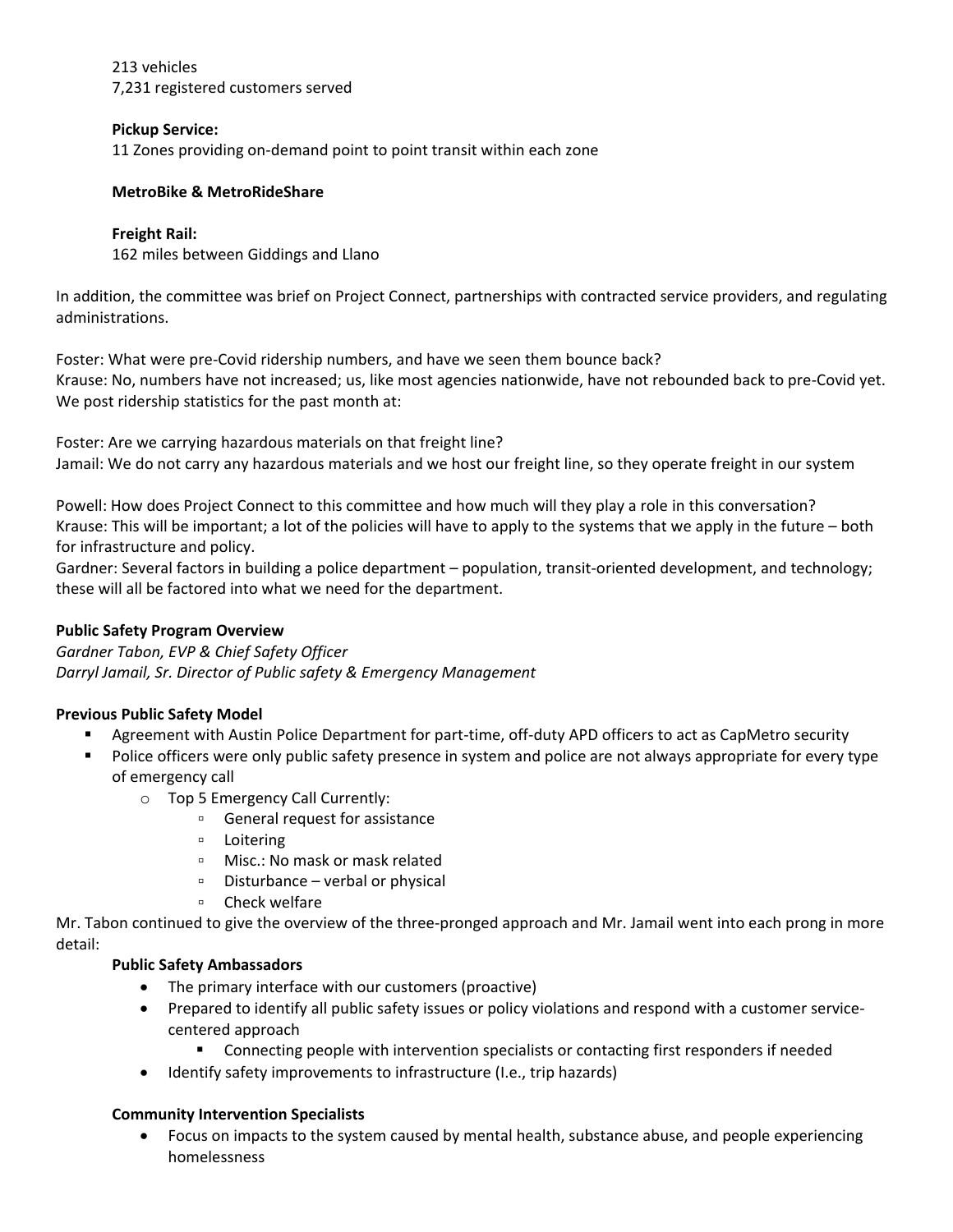213 vehicles
7,231 registered customers served

**Pickup Service:**
11 Zones providing on-demand point to point transit within each zone

**MetroBike & MetroRideShare**

**Freight Rail:**
162 miles between Giddings and Llano

In addition, the committee was brief on Project Connect, partnerships with contracted service providers, and regulating administrations.

Foster: What were pre-Covid ridership numbers, and have we seen them bounce back?
Krause: No, numbers have not increased; us, like most agencies nationwide, have not rebounded back to pre-Covid yet. We post ridership statistics for the past month at:

Foster: Are we carrying hazardous materials on that freight line?
Jamail: We do not carry any hazardous materials and we host our freight line, so they operate freight in our system

Powell: How does Project Connect to this committee and how much will they play a role in this conversation?
Krause: This will be important; a lot of the policies will have to apply to the systems that we apply in the future – both for infrastructure and policy.
Gardner: Several factors in building a police department – population, transit-oriented development, and technology; these will all be factored into what we need for the department.

**Public Safety Program Overview**
*Gardner Tabon, EVP & Chief Safety Officer*
*Darryl Jamail, Sr. Director of Public safety & Emergency Management*

**Previous Public Safety Model**

- Agreement with Austin Police Department for part-time, off-duty APD officers to act as CapMetro security
- Police officers were only public safety presence in system and police are not always appropriate for every type of emergency call
  - Top 5 Emergency Call Currently:
    - General request for assistance
    - Loitering
    - Misc.: No mask or mask related
    - Disturbance – verbal or physical
    - Check welfare

Mr. Tabon continued to give the overview of the three-pronged approach and Mr. Jamail went into each prong in more detail:

**Public Safety Ambassadors**

- The primary interface with our customers (proactive)
- Prepared to identify all public safety issues or policy violations and respond with a customer service-centered approach
  - Connecting people with intervention specialists or contacting first responders if needed
- Identify safety improvements to infrastructure (I.e., trip hazards)

**Community Intervention Specialists**

- Focus on impacts to the system caused by mental health, substance abuse, and people experiencing homelessness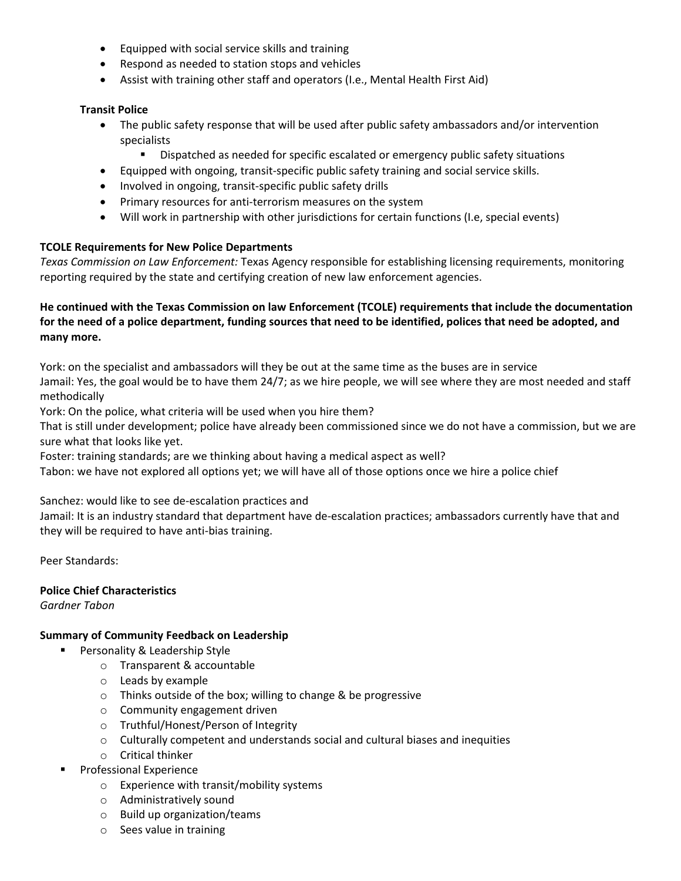- Equipped with social service skills and training
- Respond as needed to station stops and vehicles
- Assist with training other staff and operators (I.e., Mental Health First Aid)

**Transit Police**

- The public safety response that will be used after public safety ambassadors and/or intervention specialists
    - Dispatched as needed for specific escalated or emergency public safety situations
- Equipped with ongoing, transit-specific public safety training and social service skills.
- Involved in ongoing, transit-specific public safety drills
- Primary resources for anti-terrorism measures on the system
- Will work in partnership with other jurisdictions for certain functions (I.e, special events)

**TCOLE Requirements for New Police Departments**

*Texas Commission on Law Enforcement:* Texas Agency responsible for establishing licensing requirements, monitoring reporting required by the state and certifying creation of new law enforcement agencies.

**He continued with the Texas Commission on law Enforcement (TCOLE) requirements that include the documentation for the need of a police department, funding sources that need to be identified, polices that need be adopted, and many more.**

York: on the specialist and ambassadors will they be out at the same time as the buses are in service

Jamail: Yes, the goal would be to have them 24/7; as we hire people, we will see where they are most needed and staff methodically

York: On the police, what criteria will be used when you hire them?

That is still under development; police have already been commissioned since we do not have a commission, but we are sure what that looks like yet.

Foster: training standards; are we thinking about having a medical aspect as well?

Tabon: we have not explored all options yet; we will have all of those options once we hire a police chief

Sanchez: would like to see de-escalation practices and

Jamail: It is an industry standard that department have de-escalation practices; ambassadors currently have that and they will be required to have anti-bias training.

Peer Standards:

**Police Chief Characteristics**

*Gardner Tabon*

**Summary of Community Feedback on Leadership**

- Personality & Leadership Style
    - Transparent & accountable
    - Leads by example
    - Thinks outside of the box; willing to change & be progressive
    - Community engagement driven
    - Truthful/Honest/Person of Integrity
    - Culturally competent and understands social and cultural biases and inequities
    - Critical thinker
- Professional Experience
    - Experience with transit/mobility systems
    - Administratively sound
    - Build up organization/teams
    - Sees value in training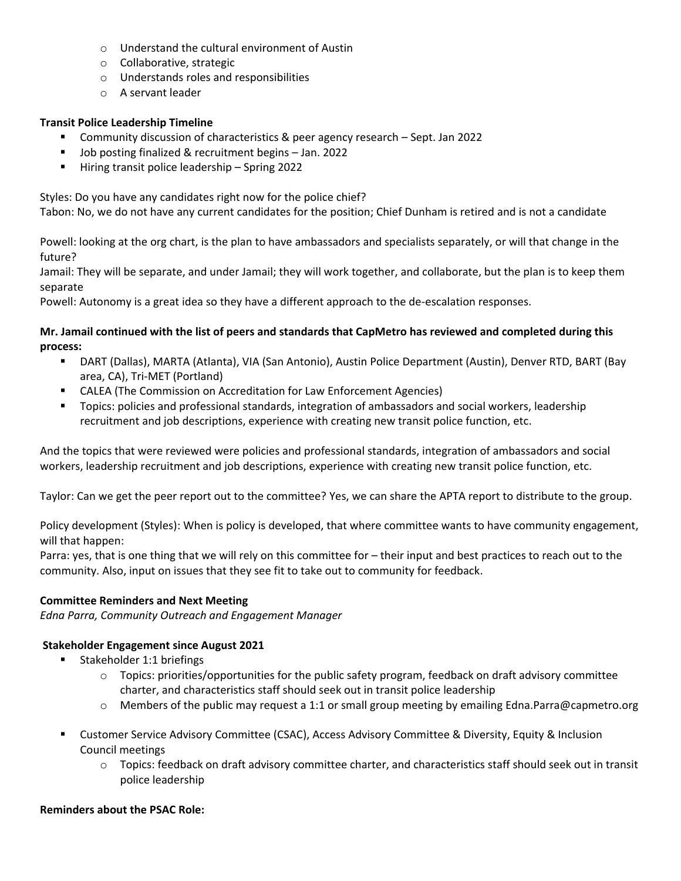- Understand the cultural environment of Austin
- Collaborative, strategic
- Understands roles and responsibilities
- A servant leader

**Transit Police Leadership Timeline**

- Community discussion of characteristics & peer agency research – Sept. Jan 2022
- Job posting finalized & recruitment begins – Jan. 2022
- Hiring transit police leadership – Spring 2022

Styles: Do you have any candidates right now for the police chief?
Tabon: No, we do not have any current candidates for the position; Chief Dunham is retired and is not a candidate

Powell: looking at the org chart, is the plan to have ambassadors and specialists separately, or will that change in the future?
Jamail: They will be separate, and under Jamail; they will work together, and collaborate, but the plan is to keep them separate
Powell: Autonomy is a great idea so they have a different approach to the de-escalation responses.

**Mr. Jamail continued with the list of peers and standards that CapMetro has reviewed and completed during this process:**

- DART (Dallas), MARTA (Atlanta), VIA (San Antonio), Austin Police Department (Austin), Denver RTD, BART (Bay area, CA), Tri-MET (Portland)
- CALEA (The Commission on Accreditation for Law Enforcement Agencies)
- Topics: policies and professional standards, integration of ambassadors and social workers, leadership recruitment and job descriptions, experience with creating new transit police function, etc.

And the topics that were reviewed were policies and professional standards, integration of ambassadors and social workers, leadership recruitment and job descriptions, experience with creating new transit police function, etc.

Taylor: Can we get the peer report out to the committee? Yes, we can share the APTA report to distribute to the group.

Policy development (Styles): When is policy is developed, that where committee wants to have community engagement, will that happen:
Parra: yes, that is one thing that we will rely on this committee for – their input and best practices to reach out to the community. Also, input on issues that they see fit to take out to community for feedback.

**Committee Reminders and Next Meeting**
*Edna Parra, Community Outreach and Engagement Manager*

**Stakeholder Engagement since August 2021**

- Stakeholder 1:1 briefings
  - Topics: priorities/opportunities for the public safety program, feedback on draft advisory committee charter, and characteristics staff should seek out in transit police leadership
  - Members of the public may request a 1:1 or small group meeting by emailing Edna.Parra@capmetro.org
- Customer Service Advisory Committee (CSAC), Access Advisory Committee & Diversity, Equity & Inclusion Council meetings
  - Topics: feedback on draft advisory committee charter, and characteristics staff should seek out in transit police leadership

**Reminders about the PSAC Role:**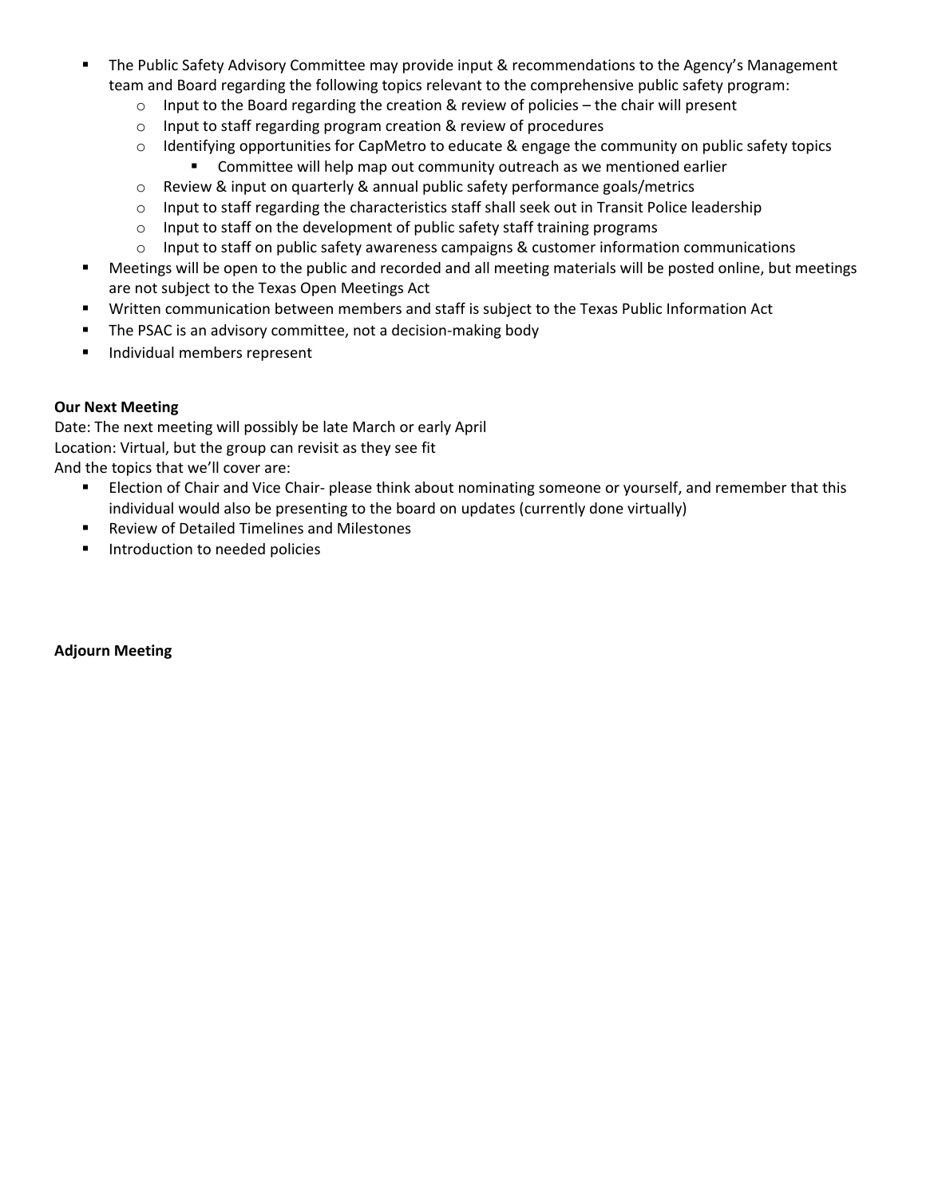- The Public Safety Advisory Committee may provide input & recommendations to the Agency's Management team and Board regarding the following topics relevant to the comprehensive public safety program:
  - Input to the Board regarding the creation & review of policies – the chair will present
  - Input to staff regarding program creation & review of procedures
  - Identifying opportunities for CapMetro to educate & engage the community on public safety topics
    - Committee will help map out community outreach as we mentioned earlier
  - Review & input on quarterly & annual public safety performance goals/metrics
  - Input to staff regarding the characteristics staff shall seek out in Transit Police leadership
  - Input to staff on the development of public safety staff training programs
  - Input to staff on public safety awareness campaigns & customer information communications
- Meetings will be open to the public and recorded and all meeting materials will be posted online, but meetings are not subject to the Texas Open Meetings Act
- Written communication between members and staff is subject to the Texas Public Information Act
- The PSAC is an advisory committee, not a decision-making body
- Individual members represent

**Our Next Meeting**

Date: The next meeting will possibly be late March or early April
Location: Virtual, but the group can revisit as they see fit
And the topics that we'll cover are:

- Election of Chair and Vice Chair- please think about nominating someone or yourself, and remember that this individual would also be presenting to the board on updates (currently done virtually)
- Review of Detailed Timelines and Milestones
- Introduction to needed policies

**Adjourn Meeting**